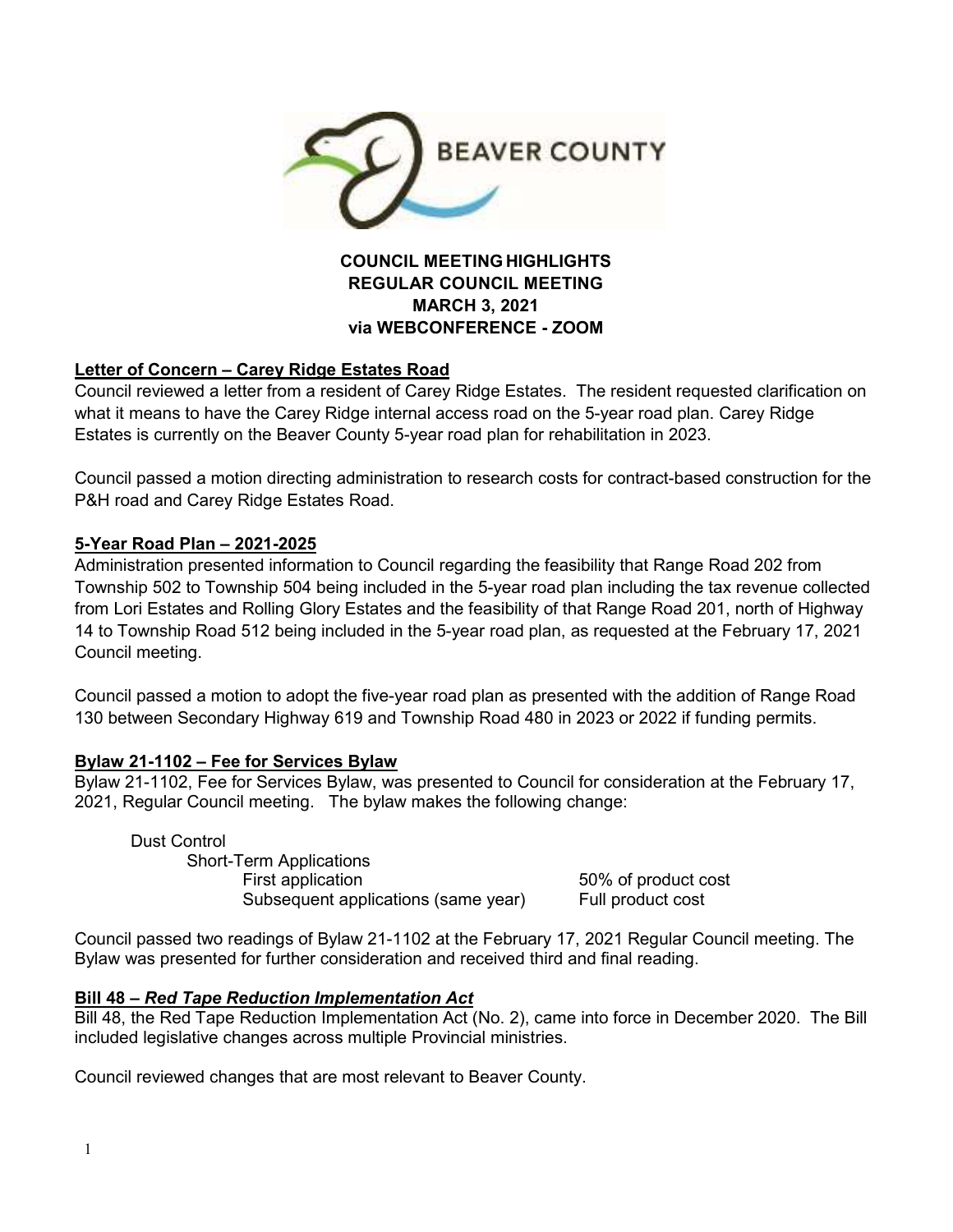BEAVER COUNTY

**COUNCIL MEETING HIGHLIGHTS**
**REGULAR COUNCIL MEETING**
**MARCH 3, 2021**
**via WEBCONFERENCE - ZOOM**

## Letter of Concern – Carey Ridge Estates Road

Council reviewed a letter from a resident of Carey Ridge Estates. The resident requested clarification on what it means to have the Carey Ridge internal access road on the 5-year road plan. Carey Ridge Estates is currently on the Beaver County 5-year road plan for rehabilitation in 2023.

Council passed a motion directing administration to research costs for contract-based construction for the P&H road and Carey Ridge Estates Road.

## 5-Year Road Plan – 2021-2025

Administration presented information to Council regarding the feasibility that Range Road 202 from Township 502 to Township 504 being included in the 5-year road plan including the tax revenue collected from Lori Estates and Rolling Glory Estates and the feasibility of that Range Road 201, north of Highway 14 to Township Road 512 being included in the 5-year road plan, as requested at the February 17, 2021 Council meeting.

Council passed a motion to adopt the five-year road plan as presented with the addition of Range Road 130 between Secondary Highway 619 and Township Road 480 in 2023 or 2022 if funding permits.

## Bylaw 21-1102 – Fee for Services Bylaw

Bylaw 21-1102, Fee for Services Bylaw, was presented to Council for consideration at the February 17, 2021, Regular Council meeting. The bylaw makes the following change:

Dust Control
- Short-Term Applications
  - First application — 50% of product cost
  - Subsequent applications (same year) — Full product cost

Council passed two readings of Bylaw 21-1102 at the February 17, 2021 Regular Council meeting. The Bylaw was presented for further consideration and received third and final reading.

## Bill 48 – *Red Tape Reduction Implementation Act*

Bill 48, the Red Tape Reduction Implementation Act (No. 2), came into force in December 2020. The Bill included legislative changes across multiple Provincial ministries.

Council reviewed changes that are most relevant to Beaver County.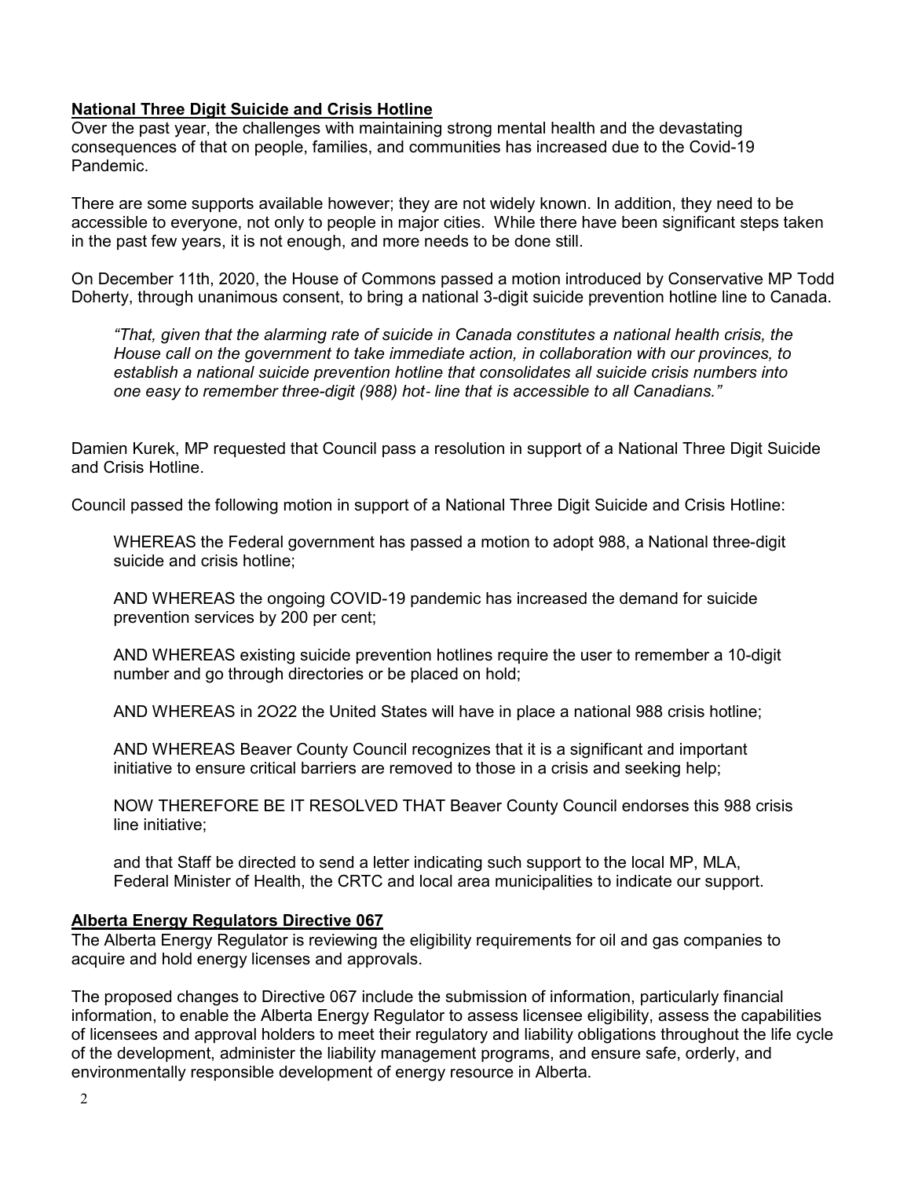## National Three Digit Suicide and Crisis Hotline

Over the past year, the challenges with maintaining strong mental health and the devastating consequences of that on people, families, and communities has increased due to the Covid-19 Pandemic.

There are some supports available however; they are not widely known. In addition, they need to be accessible to everyone, not only to people in major cities. While there have been significant steps taken in the past few years, it is not enough, and more needs to be done still.

On December 11th, 2020, the House of Commons passed a motion introduced by Conservative MP Todd Doherty, through unanimous consent, to bring a national 3-digit suicide prevention hotline line to Canada.

> *"That, given that the alarming rate of suicide in Canada constitutes a national health crisis, the House call on the government to take immediate action, in collaboration with our provinces, to establish a national suicide prevention hotline that consolidates all suicide crisis numbers into one easy to remember three-digit (988) hot- line that is accessible to all Canadians."*

Damien Kurek, MP requested that Council pass a resolution in support of a National Three Digit Suicide and Crisis Hotline.

Council passed the following motion in support of a National Three Digit Suicide and Crisis Hotline:

> WHEREAS the Federal government has passed a motion to adopt 988, a National three-digit suicide and crisis hotline;
>
> AND WHEREAS the ongoing COVID-19 pandemic has increased the demand for suicide prevention services by 200 per cent;
>
> AND WHEREAS existing suicide prevention hotlines require the user to remember a 10-digit number and go through directories or be placed on hold;
>
> AND WHEREAS in 2O22 the United States will have in place a national 988 crisis hotline;
>
> AND WHEREAS Beaver County Council recognizes that it is a significant and important initiative to ensure critical barriers are removed to those in a crisis and seeking help;
>
> NOW THEREFORE BE IT RESOLVED THAT Beaver County Council endorses this 988 crisis line initiative;
>
> and that Staff be directed to send a letter indicating such support to the local MP, MLA, Federal Minister of Health, the CRTC and local area municipalities to indicate our support.

## Alberta Energy Regulators Directive 067

The Alberta Energy Regulator is reviewing the eligibility requirements for oil and gas companies to acquire and hold energy licenses and approvals.

The proposed changes to Directive 067 include the submission of information, particularly financial information, to enable the Alberta Energy Regulator to assess licensee eligibility, assess the capabilities of licensees and approval holders to meet their regulatory and liability obligations throughout the life cycle of the development, administer the liability management programs, and ensure safe, orderly, and environmentally responsible development of energy resource in Alberta.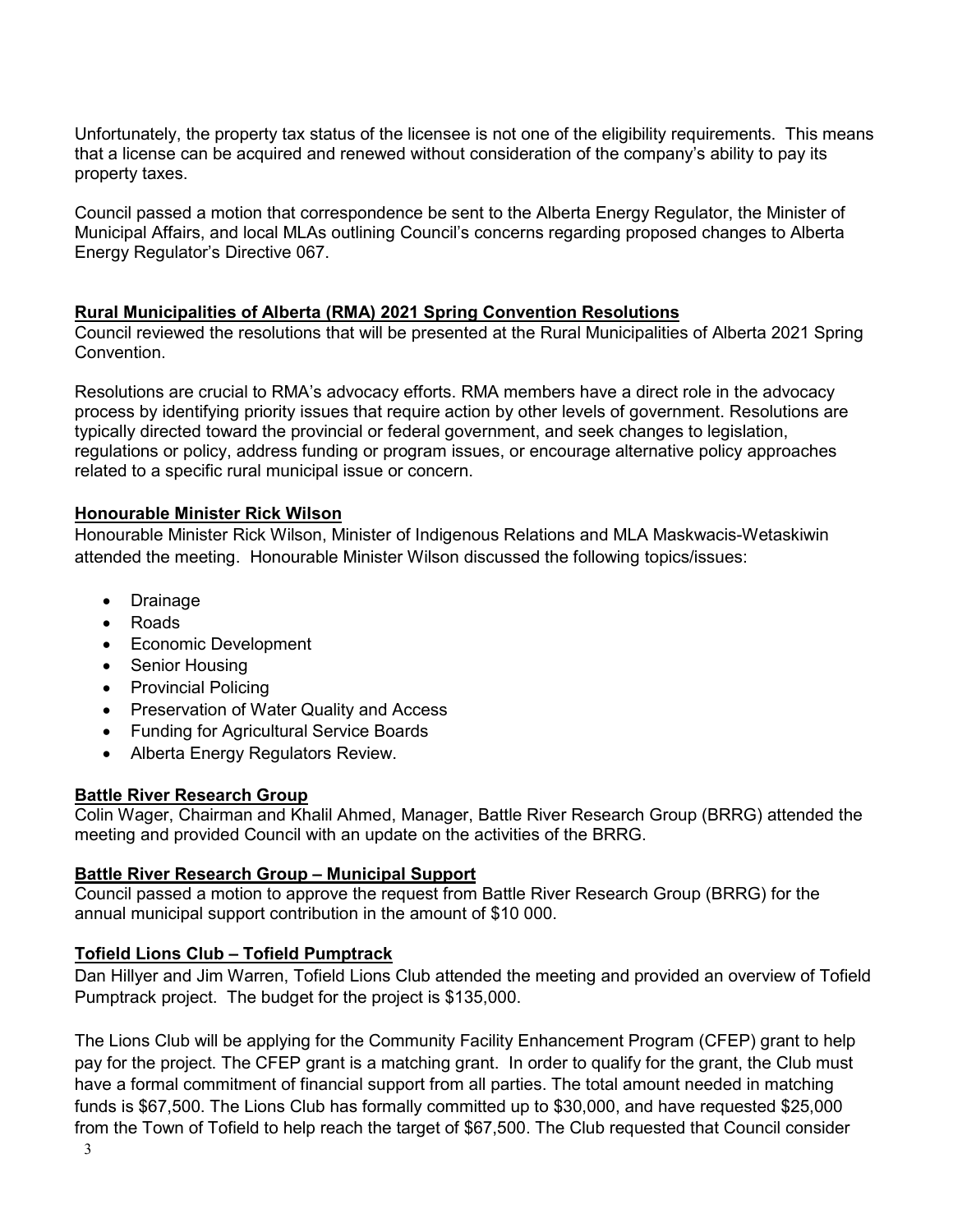Unfortunately, the property tax status of the licensee is not one of the eligibility requirements. This means that a license can be acquired and renewed without consideration of the company's ability to pay its property taxes.

Council passed a motion that correspondence be sent to the Alberta Energy Regulator, the Minister of Municipal Affairs, and local MLAs outlining Council's concerns regarding proposed changes to Alberta Energy Regulator's Directive 067.

## Rural Municipalities of Alberta (RMA) 2021 Spring Convention Resolutions

Council reviewed the resolutions that will be presented at the Rural Municipalities of Alberta 2021 Spring Convention.

Resolutions are crucial to RMA's advocacy efforts. RMA members have a direct role in the advocacy process by identifying priority issues that require action by other levels of government. Resolutions are typically directed toward the provincial or federal government, and seek changes to legislation, regulations or policy, address funding or program issues, or encourage alternative policy approaches related to a specific rural municipal issue or concern.

## Honourable Minister Rick Wilson

Honourable Minister Rick Wilson, Minister of Indigenous Relations and MLA Maskwacis-Wetaskiwin attended the meeting. Honourable Minister Wilson discussed the following topics/issues:

- Drainage
- Roads
- Economic Development
- Senior Housing
- Provincial Policing
- Preservation of Water Quality and Access
- Funding for Agricultural Service Boards
- Alberta Energy Regulators Review.

## Battle River Research Group

Colin Wager, Chairman and Khalil Ahmed, Manager, Battle River Research Group (BRRG) attended the meeting and provided Council with an update on the activities of the BRRG.

## Battle River Research Group – Municipal Support

Council passed a motion to approve the request from Battle River Research Group (BRRG) for the annual municipal support contribution in the amount of $10 000.

## Tofield Lions Club – Tofield Pumptrack

Dan Hillyer and Jim Warren, Tofield Lions Club attended the meeting and provided an overview of Tofield Pumptrack project. The budget for the project is $135,000.

The Lions Club will be applying for the Community Facility Enhancement Program (CFEP) grant to help pay for the project. The CFEP grant is a matching grant. In order to qualify for the grant, the Club must have a formal commitment of financial support from all parties. The total amount needed in matching funds is $67,500. The Lions Club has formally committed up to $30,000, and have requested $25,000 from the Town of Tofield to help reach the target of $67,500. The Club requested that Council consider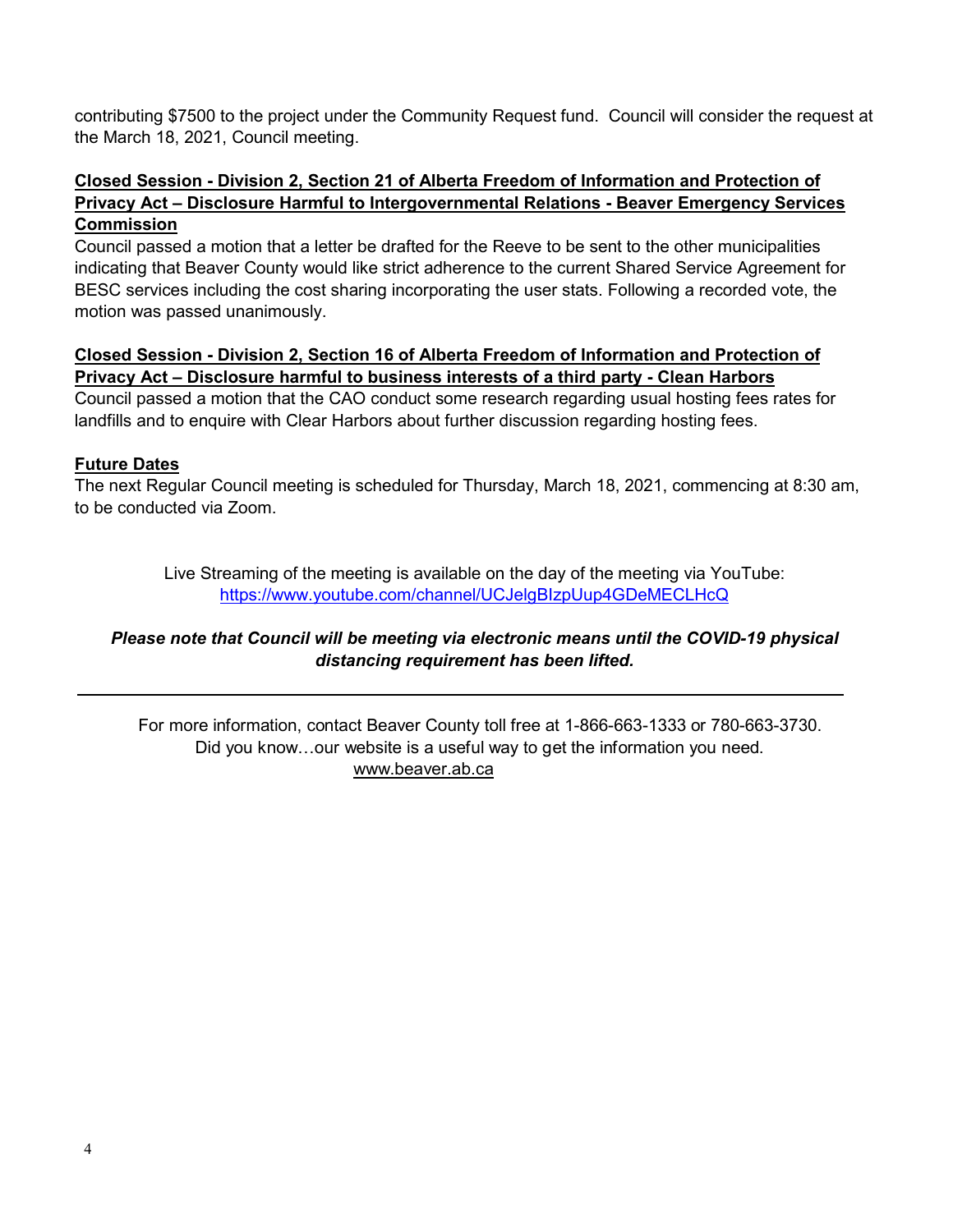contributing $7500 to the project under the Community Request fund. Council will consider the request at the March 18, 2021, Council meeting.

**Closed Session - Division 2, Section 21 of Alberta Freedom of Information and Protection of Privacy Act – Disclosure Harmful to Intergovernmental Relations - Beaver Emergency Services Commission**

Council passed a motion that a letter be drafted for the Reeve to be sent to the other municipalities indicating that Beaver County would like strict adherence to the current Shared Service Agreement for BESC services including the cost sharing incorporating the user stats. Following a recorded vote, the motion was passed unanimously.

**Closed Session - Division 2, Section 16 of Alberta Freedom of Information and Protection of Privacy Act – Disclosure harmful to business interests of a third party - Clean Harbors**

Council passed a motion that the CAO conduct some research regarding usual hosting fees rates for landfills and to enquire with Clear Harbors about further discussion regarding hosting fees.

**Future Dates**

The next Regular Council meeting is scheduled for Thursday, March 18, 2021, commencing at 8:30 am, to be conducted via Zoom.

Live Streaming of the meeting is available on the day of the meeting via YouTube:
https://www.youtube.com/channel/UCJelgBIzpUup4GDeMECLHcQ

***Please note that Council will be meeting via electronic means until the COVID-19 physical distancing requirement has been lifted.***

---

For more information, contact Beaver County toll free at 1-866-663-1333 or 780-663-3730.
Did you know…our website is a useful way to get the information you need.
www.beaver.ab.ca